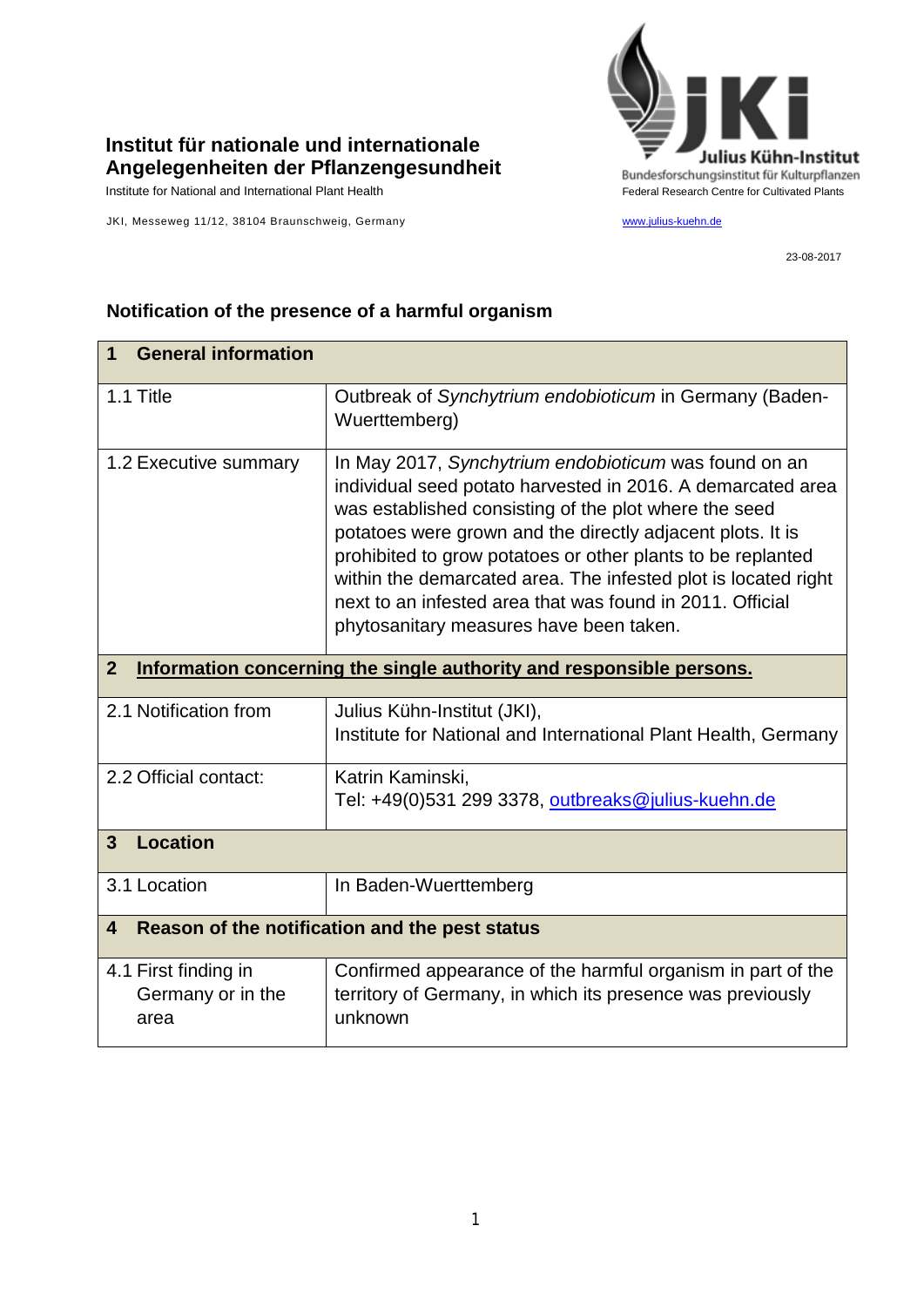**Institut für nationale und internationale Angelegenheiten der Pflanzengesundheit**

Institute for National and International Plant Health

JKI, Messeweg 11/12, 38104 Braunschweig, Germany

Julius Kühn-Institut
Bundesforschungsinstitut für Kulturpflanzen
Federal Research Centre for Cultivated Plants

www.julius-kuehn.de

23-08-2017

## Notification of the presence of a harmful organism

| **1 General information** | |
|---|---|
| 1.1 Title | Outbreak of *Synchytrium endobioticum* in Germany (Baden-Wuerttemberg) |
| 1.2 Executive summary | In May 2017, *Synchytrium endobioticum* was found on an individual seed potato harvested in 2016. A demarcated area was established consisting of the plot where the seed potatoes were grown and the directly adjacent plots. It is prohibited to grow potatoes or other plants to be replanted within the demarcated area. The infested plot is located right next to an infested area that was found in 2011. Official phytosanitary measures have been taken. |
| **2 Information concerning the single authority and responsible persons.** | |
| 2.1 Notification from | Julius Kühn-Institut (JKI),<br>Institute for National and International Plant Health, Germany |
| 2.2 Official contact: | Katrin Kaminski,<br>Tel: +49(0)531 299 3378, outbreaks@julius-kuehn.de |
| **3 Location** | |
| 3.1 Location | In Baden-Wuerttemberg |
| **4 Reason of the notification and the pest status** | |
| 4.1 First finding in Germany or in the area | Confirmed appearance of the harmful organism in part of the territory of Germany, in which its presence was previously unknown |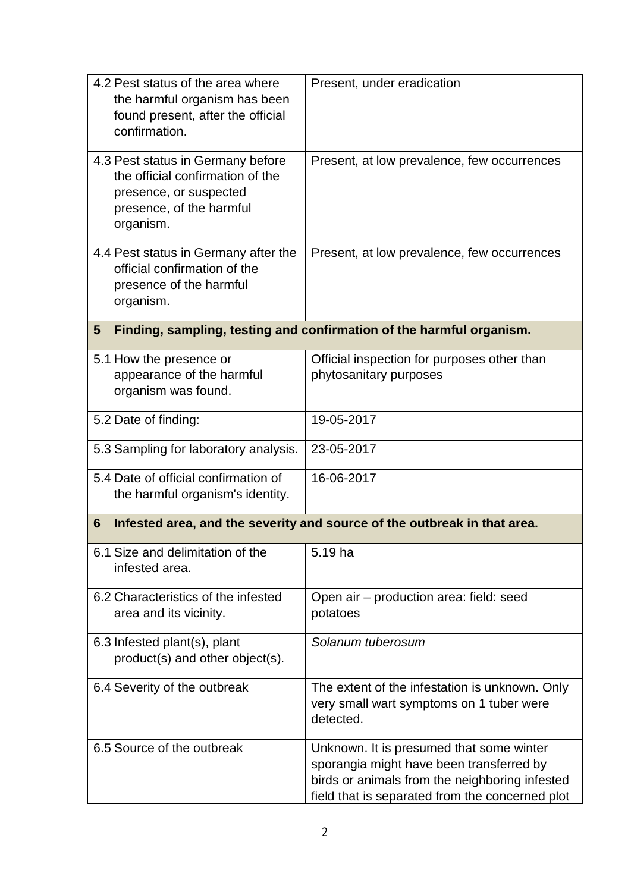| | |
|---|---|
| 4.2 Pest status of the area where the harmful organism has been found present, after the official confirmation. | Present, under eradication |
| 4.3 Pest status in Germany before the official confirmation of the presence, or suspected presence, of the harmful organism. | Present, at low prevalence, few occurrences |
| 4.4 Pest status in Germany after the official confirmation of the presence of the harmful organism. | Present, at low prevalence, few occurrences |
| **5 Finding, sampling, testing and confirmation of the harmful organism.** | |
| 5.1 How the presence or appearance of the harmful organism was found. | Official inspection for purposes other than phytosanitary purposes |
| 5.2 Date of finding: | 19-05-2017 |
| 5.3 Sampling for laboratory analysis. | 23-05-2017 |
| 5.4 Date of official confirmation of the harmful organism's identity. | 16-06-2017 |
| **6 Infested area, and the severity and source of the outbreak in that area.** | |
| 6.1 Size and delimitation of the infested area. | 5.19 ha |
| 6.2 Characteristics of the infested area and its vicinity. | Open air – production area: field: seed potatoes |
| 6.3 Infested plant(s), plant product(s) and other object(s). | *Solanum tuberosum* |
| 6.4 Severity of the outbreak | The extent of the infestation is unknown. Only very small wart symptoms on 1 tuber were detected. |
| 6.5 Source of the outbreak | Unknown. It is presumed that some winter sporangia might have been transferred by birds or animals from the neighboring infested field that is separated from the concerned plot |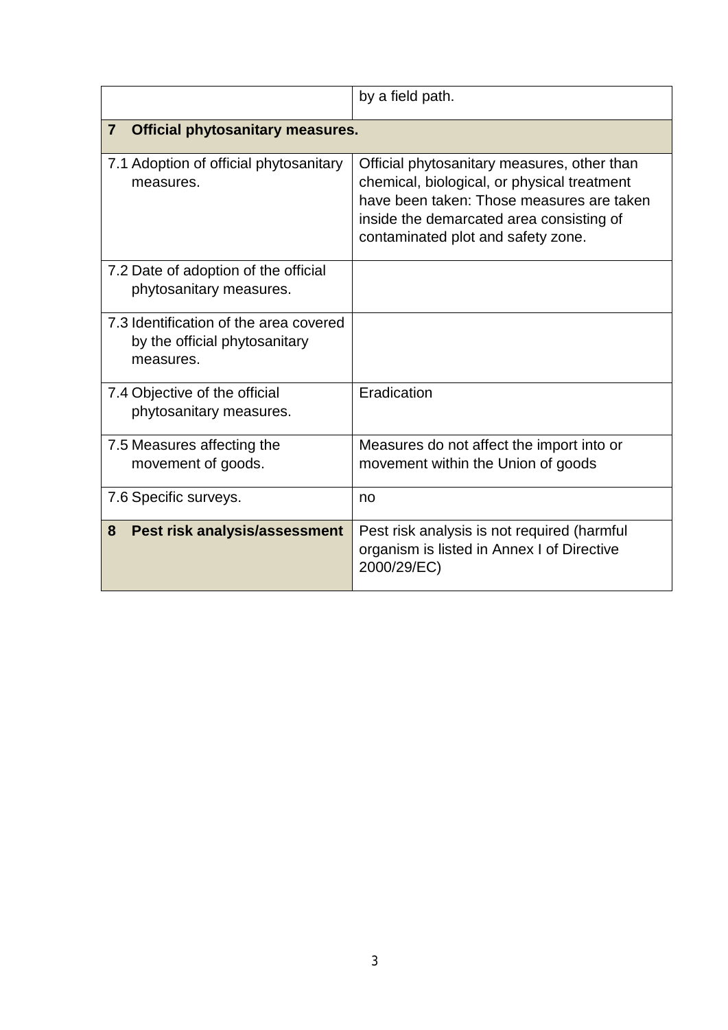| | |
|---|---|
| | by a field path. |
| **7 Official phytosanitary measures.** | |
| 7.1 Adoption of official phytosanitary measures. | Official phytosanitary measures, other than chemical, biological, or physical treatment have been taken: Those measures are taken inside the demarcated area consisting of contaminated plot and safety zone. |
| 7.2 Date of adoption of the official phytosanitary measures. | |
| 7.3 Identification of the area covered by the official phytosanitary measures. | |
| 7.4 Objective of the official phytosanitary measures. | Eradication |
| 7.5 Measures affecting the movement of goods. | Measures do not affect the import into or movement within the Union of goods |
| 7.6 Specific surveys. | no |
| **8 Pest risk analysis/assessment** | Pest risk analysis is not required (harmful organism is listed in Annex I of Directive 2000/29/EC) |